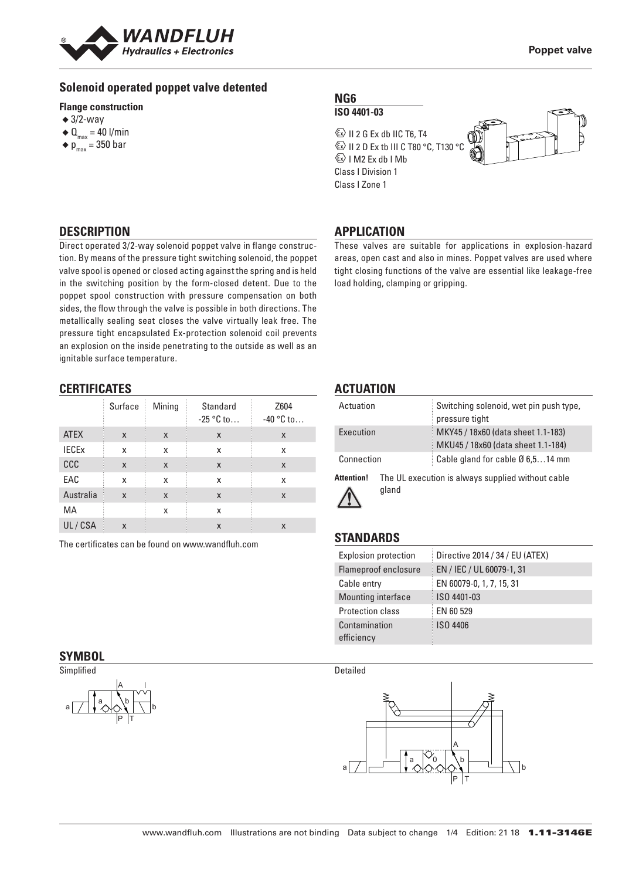# Solenoid operated poppet valve detented

**Flange construction**

- 3/2-way
- $Q_{max}$ = 40 l/min
- $p_{max}$ = 350 bar

**NG6**
**ISO 4401-03**

Ex II 2 G Ex db IIC T6, T4
Ex II 2 D Ex tb III C T80 °C, T130 °C
Ex I M2 Ex db I Mb
Class I Division 1
Class I Zone 1

## DESCRIPTION

Direct operated 3/2-way solenoid poppet valve in flange construction. By means of the pressure tight switching solenoid, the poppet valve spool is opened or closed acting against the spring and is held in the switching position by the form-closed detent. Due to the poppet spool construction with pressure compensation on both sides, the flow through the valve is possible in both directions. The metallically sealing seat closes the valve virtually leak free. The pressure tight encapsulated Ex-protection solenoid coil prevents an explosion on the inside penetrating to the outside as well as an ignitable surface temperature.

## APPLICATION

These valves are suitable for applications in explosion-hazard areas, open cast and also in mines. Poppet valves are used where tight closing functions of the valve are essential like leakage-free load holding, clamping or gripping.

## CERTIFICATES

| | Surface | Mining | Standard -25 °C to… | Z604 -40 °C to… |
|---|---|---|---|---|
| ATEX | x | x | x | x |
| IECEx | x | x | x | x |
| CCC | x | x | x | x |
| EAC | x | x | x | x |
| Australia | x | x | x | x |
| MA | | x | x | |
| UL / CSA | x | | x | x |

The certificates can be found on www.wandfluh.com

## ACTUATION

| | |
|---|---|
| Actuation | Switching solenoid, wet pin push type, pressure tight |
| Execution | MKY45 / 18x60 (data sheet 1.1-183) MKU45 / 18x60 (data sheet 1.1-184) |
| Connection | Cable gland for cable Ø 6,5…14 mm |

**Attention!** The UL execution is always supplied without cable gland

## STANDARDS

| | |
|---|---|
| Explosion protection | Directive 2014 / 34 / EU (ATEX) |
| Flameproof enclosure | EN / IEC / UL 60079-1, 31 |
| Cable entry | EN 60079-0, 1, 7, 15, 31 |
| Mounting interface | ISO 4401-03 |
| Protection class | EN 60 529 |
| Contamination efficiency | ISO 4406 |

## SYMBOL

Simplified

Detailed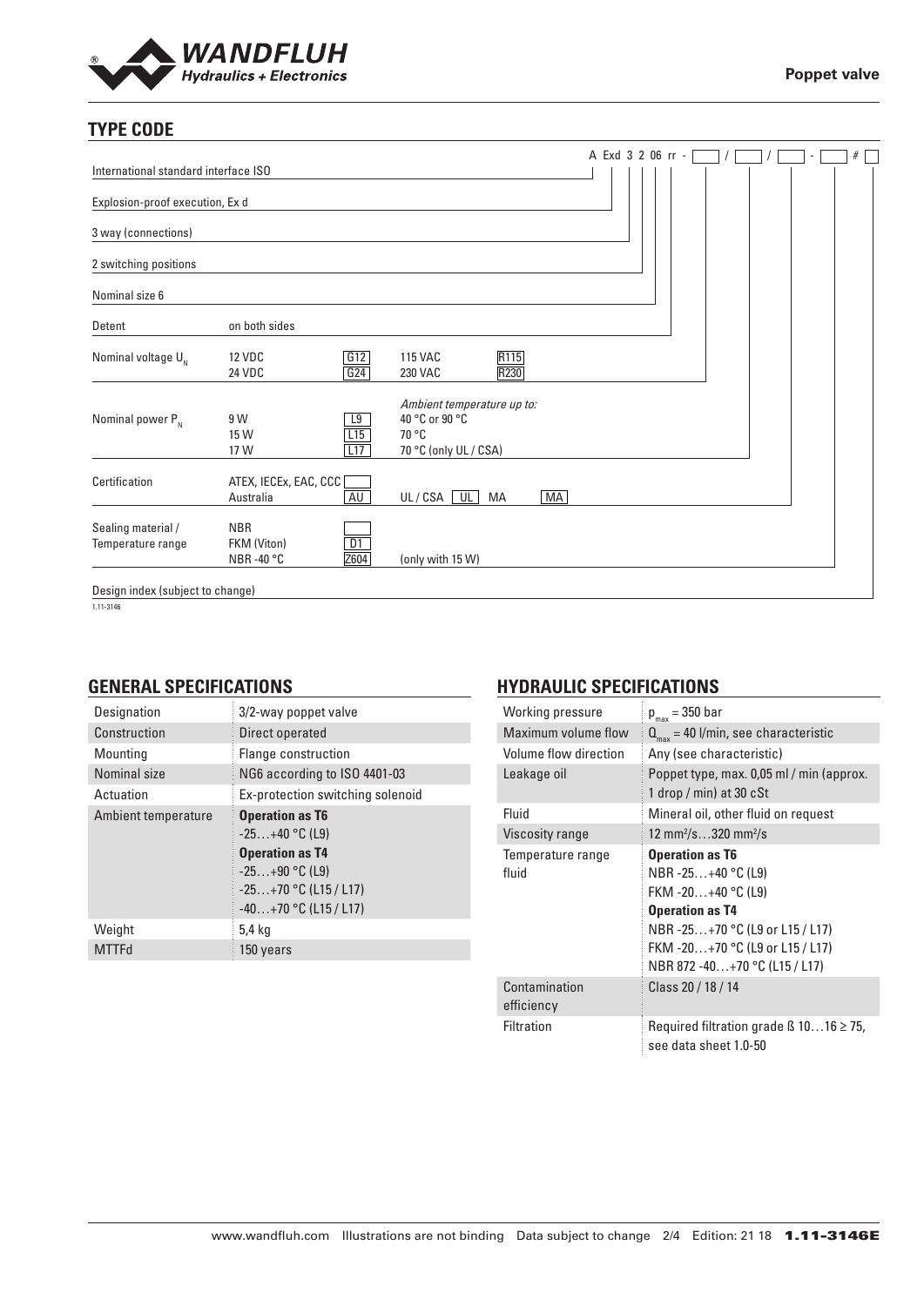## TYPE CODE

A Exd 3 2 06 rr - [ ] / [ ] / [ ] - [ ] # [ ]

| | | | | | | |
|---|---|---|---|---|---|---|
| International standard interface ISO | | | | | | |
| Explosion-proof execution, Ex d | | | | | | |
| 3 way (connections) | | | | | | |
| 2 switching positions | | | | | | |
| Nominal size 6 | | | | | | |
| Detent | on both sides | | | | | |
| Nominal voltage $U_N$ | 12 VDC | G12 | 115 VAC | R115 | | |
| | 24 VDC | G24 | 230 VAC | R230 | | |
| Nominal power $P_N$ | | | *Ambient temperature up to:* | | | |
| | 9 W | L9 | 40 °C or 90 °C | | | |
| | 15 W | L15 | 70 °C | | | |
| | 17 W | L17 | 70 °C (only UL / CSA) | | | |
| Certification | ATEX, IECEx, EAC, CCC | | | | | |
| | Australia | AU | UL / CSA | UL | MA | MA |
| Sealing material / Temperature range | NBR | | | | | |
| | FKM (Viton) | D1 | | | | |
| | NBR -40 °C | Z604 | (only with 15 W) | | | |
| Design index (subject to change) | | | | | | |

1.11-3146

## GENERAL SPECIFICATIONS

| | |
|---|---|
| Designation | 3/2-way poppet valve |
| Construction | Direct operated |
| Mounting | Flange construction |
| Nominal size | NG6 according to ISO 4401-03 |
| Actuation | Ex-protection switching solenoid |
| Ambient temperature | **Operation as T6**<br>-25…+40 °C (L9)<br>**Operation as T4**<br>-25…+90 °C (L9)<br>-25…+70 °C (L15 / L17)<br>-40…+70 °C (L15 / L17) |
| Weight | 5,4 kg |
| MTTFd | 150 years |

## HYDRAULIC SPECIFICATIONS

| | |
|---|---|
| Working pressure | $p_{max}$ = 350 bar |
| Maximum volume flow | $Q_{max}$ = 40 l/min, see characteristic |
| Volume flow direction | Any (see characteristic) |
| Leakage oil | Poppet type, max. 0,05 ml / min (approx. 1 drop / min) at 30 cSt |
| Fluid | Mineral oil, other fluid on request |
| Viscosity range | 12 mm²/s…320 mm²/s |
| Temperature range fluid | **Operation as T6**<br>NBR -25…+40 °C (L9)<br>FKM -20…+40 °C (L9)<br>**Operation as T4**<br>NBR -25…+70 °C (L9 or L15 / L17)<br>FKM -20…+70 °C (L9 or L15 / L17)<br>NBR 872 -40…+70 °C (L15 / L17) |
| Contamination efficiency | Class 20 / 18 / 14 |
| Filtration | Required filtration grade ß 10…16 ≥ 75, see data sheet 1.0-50 |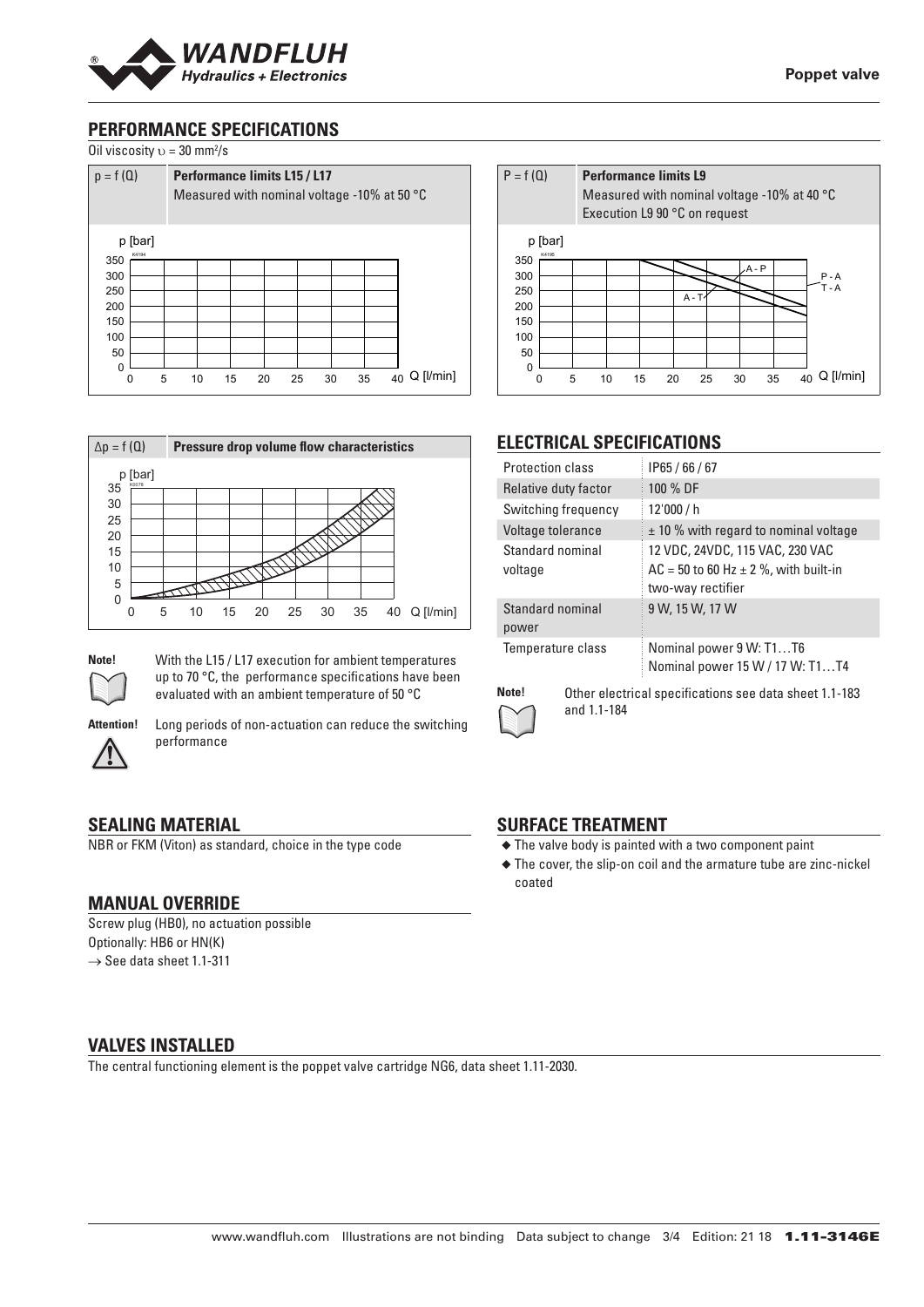## PERFORMANCE SPECIFICATIONS

Oil viscosity $\upsilon$ = 30 mm²/s

**p = f (Q)** — **Performance limits L15 / L17**
Measured with nominal voltage -10% at 50 °C

**P = f (Q)** — **Performance limits L9**
Measured with nominal voltage -10% at 40 °C
Execution L9 90 °C on request

**Δp = f (Q)** — **Pressure drop volume flow characteristics**

**Note!** With the L15 / L17 execution for ambient temperatures up to 70 °C, the performance specifications have been evaluated with an ambient temperature of 50 °C

**Attention!** Long periods of non-actuation can reduce the switching performance

## ELECTRICAL SPECIFICATIONS

| | |
|---|---|
| Protection class | IP65 / 66 / 67 |
| Relative duty factor | 100 % DF |
| Switching frequency | 12'000 / h |
| Voltage tolerance | ± 10 % with regard to nominal voltage |
| Standard nominal voltage | 12 VDC, 24VDC, 115 VAC, 230 VAC<br>AC = 50 to 60 Hz ± 2 %, with built-in two-way rectifier |
| Standard nominal power | 9 W, 15 W, 17 W |
| Temperature class | Nominal power 9 W: T1…T6<br>Nominal power 15 W / 17 W: T1…T4 |

**Note!** Other electrical specifications see data sheet 1.1-183 and 1.1-184

## SEALING MATERIAL

NBR or FKM (Viton) as standard, choice in the type code

## SURFACE TREATMENT

- The valve body is painted with a two component paint
- The cover, the slip-on coil and the armature tube are zinc-nickel coated

## MANUAL OVERRIDE

Screw plug (HB0), no actuation possible
Optionally: HB6 or HN(K)
→ See data sheet 1.1-311

## VALVES INSTALLED

The central functioning element is the poppet valve cartridge NG6, data sheet 1.11-2030.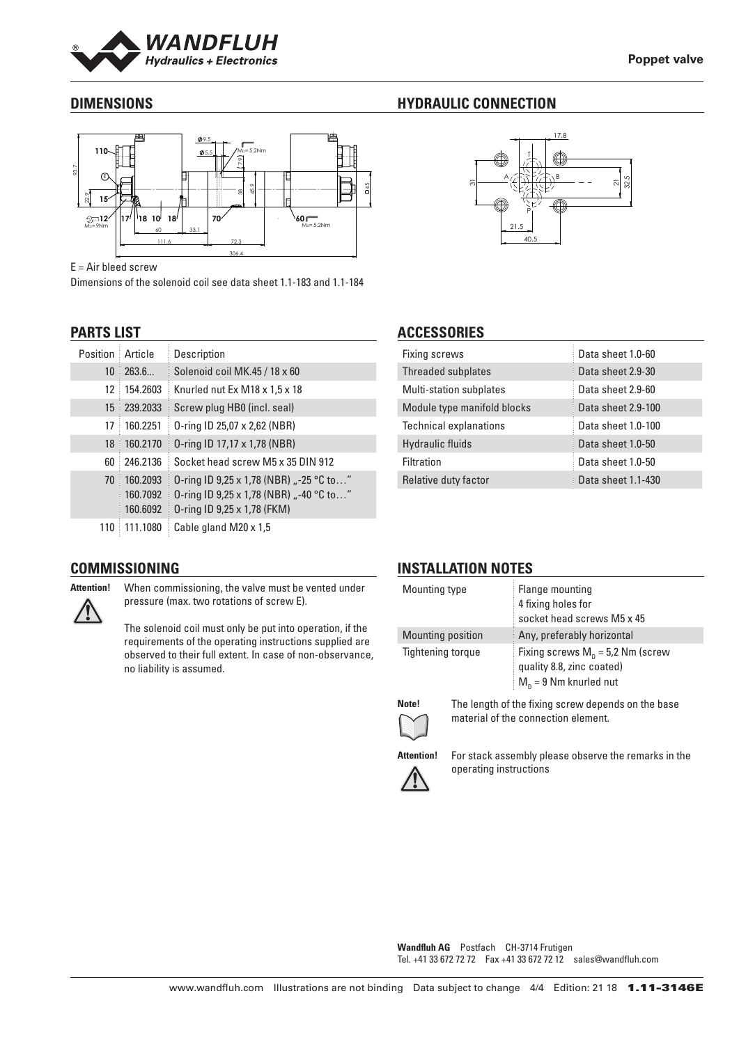## DIMENSIONS

Ø9.5
Ø5.5
$M_D$= 5.2Nm
7.9
110
93.7
E
22.9
15
12
$M_D$= 9Nm
17
18
10
18
70
60
$M_D$= 5.2Nm
38
45.9
□45
60
33.1
111.6
72.3
306.4

E = Air bleed screw

Dimensions of the solenoid coil see data sheet 1.1-183 and 1.1-184

## HYDRAULIC CONNECTION

17.8
T
A
B
P
31
21
32.5
21.5
40.5

## PARTS LIST

| Position | Article | Description |
|---|---|---|
| 10 | 263.6... | Solenoid coil MK.45 / 18 x 60 |
| 12 | 154.2603 | Knurled nut Ex M18 x 1,5 x 18 |
| 15 | 239.2033 | Screw plug HB0 (incl. seal) |
| 17 | 160.2251 | O-ring ID 25,07 x 2,62 (NBR) |
| 18 | 160.2170 | O-ring ID 17,17 x 1,78 (NBR) |
| 60 | 246.2136 | Socket head screw M5 x 35 DIN 912 |
| 70 | 160.2093<br>160.7092<br>160.6092 | O-ring ID 9,25 x 1,78 (NBR) „-25 °C to…"<br>O-ring ID 9,25 x 1,78 (NBR) „-40 °C to…"<br>O-ring ID 9,25 x 1,78 (FKM) |
| 110 | 111.1080 | Cable gland M20 x 1,5 |

## ACCESSORIES

| | |
|---|---|
| Fixing screws | Data sheet 1.0-60 |
| Threaded subplates | Data sheet 2.9-30 |
| Multi-station subplates | Data sheet 2.9-60 |
| Module type manifold blocks | Data sheet 2.9-100 |
| Technical explanations | Data sheet 1.0-100 |
| Hydraulic fluids | Data sheet 1.0-50 |
| Filtration | Data sheet 1.0-50 |
| Relative duty factor | Data sheet 1.1-430 |

## COMMISSIONING

**Attention!** When commissioning, the valve must be vented under pressure (max. two rotations of screw E).

The solenoid coil must only be put into operation, if the requirements of the operating instructions supplied are observed to their full extent. In case of non-observance, no liability is assumed.

## INSTALLATION NOTES

| | |
|---|---|
| Mounting type | Flange mounting<br>4 fixing holes for<br>socket head screws M5 x 45 |
| Mounting position | Any, preferably horizontal |
| Tightening torque | Fixing screws $M_D$ = 5,2 Nm (screw quality 8.8, zinc coated)<br>$M_D$ = 9 Nm knurled nut |

**Note!** The length of the fixing screw depends on the base material of the connection element.

**Attention!** For stack assembly please observe the remarks in the operating instructions

**Wandfluh AG** Postfach CH-3714 Frutigen
Tel. +41 33 672 72 72 Fax +41 33 672 72 12 sales@wandfluh.com